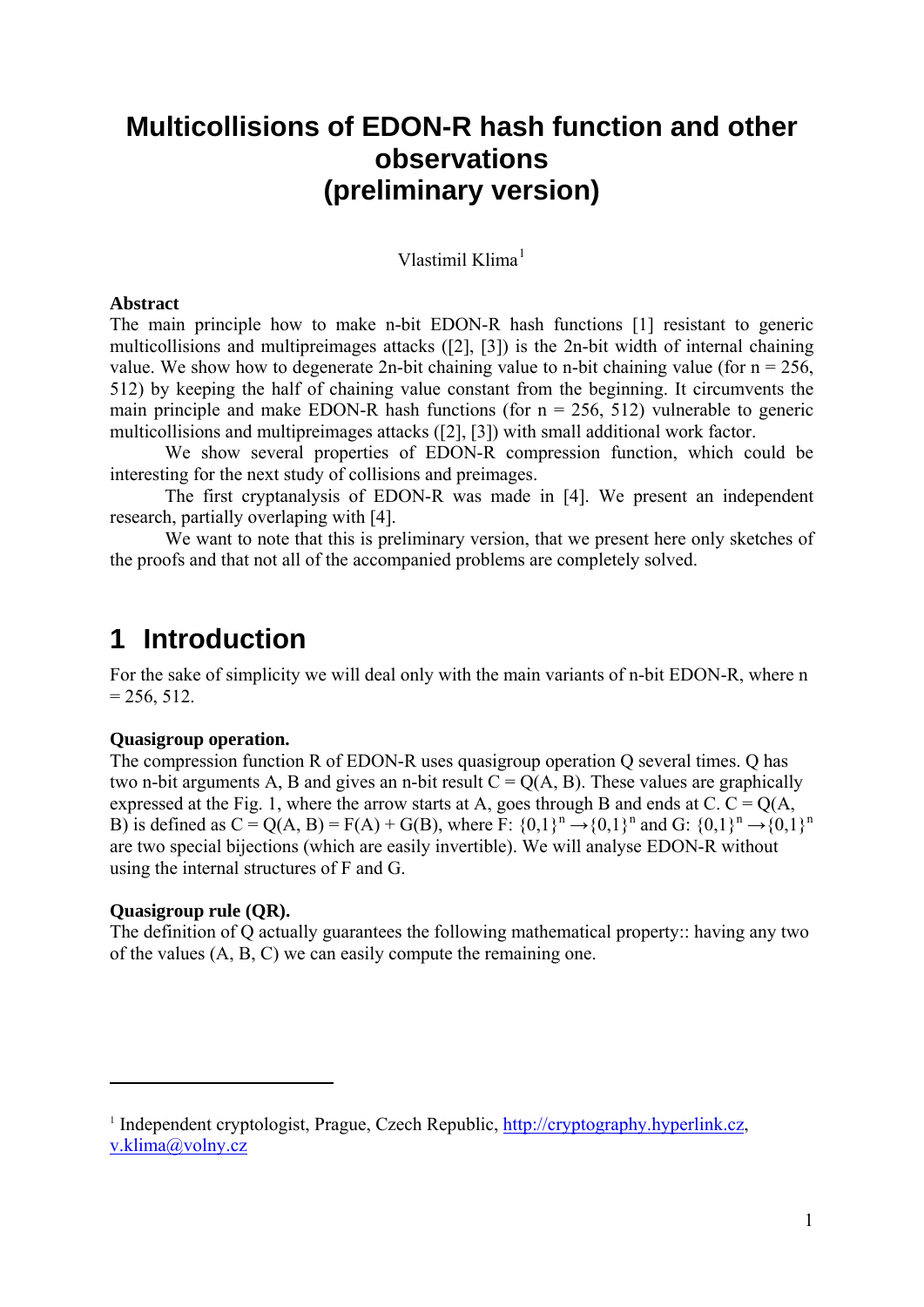# Multicollisions of EDON-R hash function and other observations (preliminary version)

Vlastimil Klima[1]

**Abstract**

The main principle how to make n-bit EDON-R hash functions [1] resistant to generic multicollisions and multipreimages attacks ([2], [3]) is the 2n-bit width of internal chaining value. We show how to degenerate 2n-bit chaining value to n-bit chaining value (for n = 256, 512) by keeping the half of chaining value constant from the beginning. It circumvents the main principle and make EDON-R hash functions (for n = 256, 512) vulnerable to generic multicollisions and multipreimages attacks ([2], [3]) with small additional work factor.

We show several properties of EDON-R compression function, which could be interesting for the next study of collisions and preimages.

The first cryptanalysis of EDON-R was made in [4]. We present an independent research, partially overlaping with [4].

We want to note that this is preliminary version, that we present here only sketches of the proofs and that not all of the accompanied problems are completely solved.

## 1 Introduction

For the sake of simplicity we will deal only with the main variants of n-bit EDON-R, where n = 256, 512.

**Quasigroup operation.**

The compression function R of EDON-R uses quasigroup operation Q several times. Q has two n-bit arguments A, B and gives an n-bit result C = Q(A, B). These values are graphically expressed at the Fig. 1, where the arrow starts at A, goes through B and ends at C. C = Q(A, B) is defined as C = Q(A, B) = F(A) + G(B), where F: $\{0,1\}^n \rightarrow \{0,1\}^n$ and G: $\{0,1\}^n \rightarrow \{0,1\}^n$ are two special bijections (which are easily invertible). We will analyse EDON-R without using the internal structures of F and G.

**Quasigroup rule (QR).**

The definition of Q actually guarantees the following mathematical property:: having any two of the values (A, B, C) we can easily compute the remaining one.

[1] Independent cryptologist, Prague, Czech Republic, http://cryptography.hyperlink.cz, v.klima@volny.cz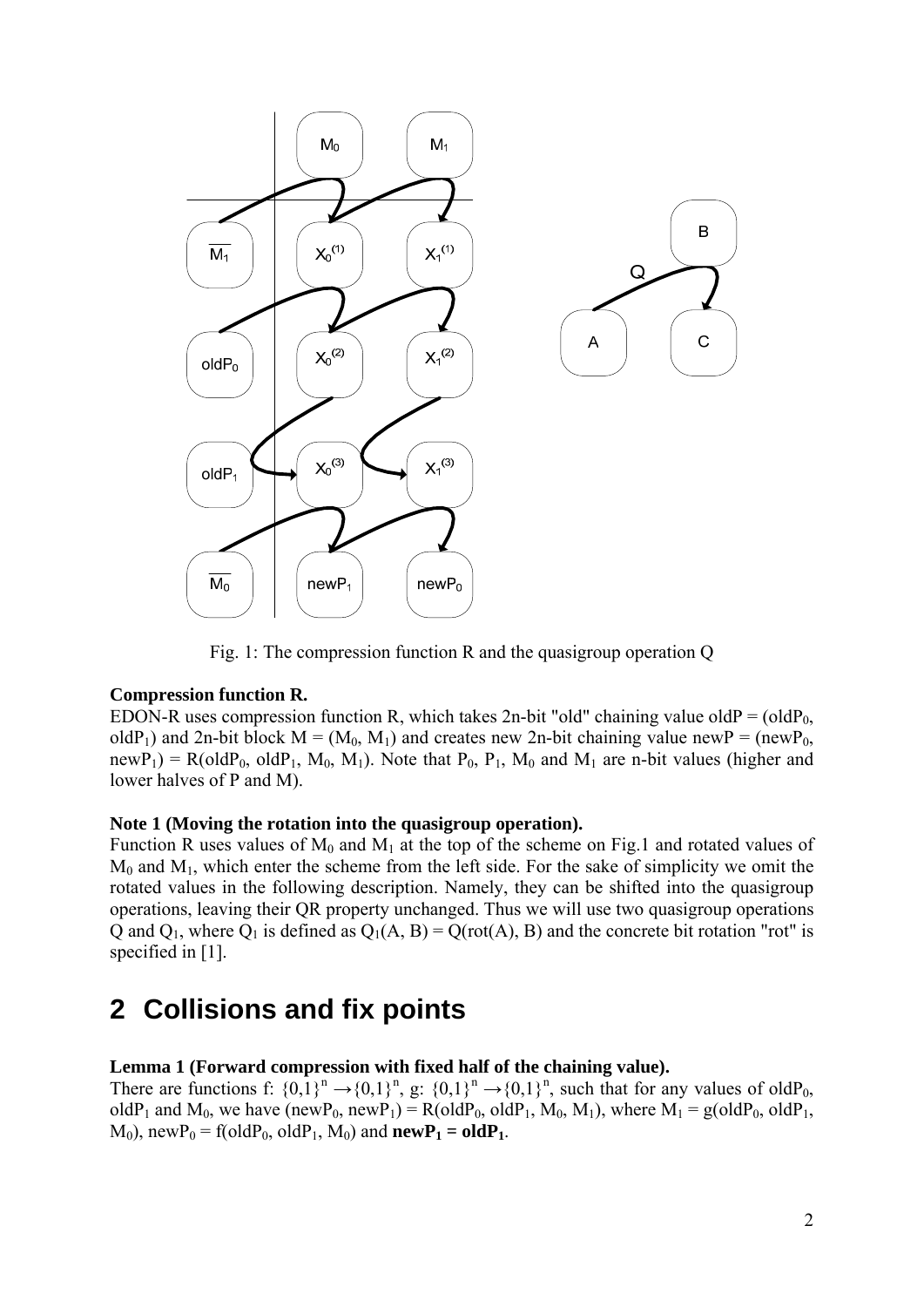Fig. 1: The compression function R and the quasigroup operation Q

**Compression function R.**

EDON-R uses compression function R, which takes 2n-bit "old" chaining value oldP = ($oldP_0$, $oldP_1$) and 2n-bit block M = ($M_0$, $M_1$) and creates new 2n-bit chaining value newP = ($newP_0$, $newP_1$) = R($oldP_0$, $oldP_1$, $M_0$, $M_1$). Note that $P_0$, $P_1$, $M_0$ and $M_1$ are n-bit values (higher and lower halves of P and M).

**Note 1 (Moving the rotation into the quasigroup operation).**

Function R uses values of $M_0$ and $M_1$ at the top of the scheme on Fig.1 and rotated values of $M_0$ and $M_1$, which enter the scheme from the left side. For the sake of simplicity we omit the rotated values in the following description. Namely, they can be shifted into the quasigroup operations, leaving their QR property unchanged. Thus we will use two quasigroup operations Q and $Q_1$, where $Q_1$ is defined as $Q_1(A, B) = Q(rot(A), B)$ and the concrete bit rotation "rot" is specified in [1].

# 2 Collisions and fix points

**Lemma 1 (Forward compression with fixed half of the chaining value).**

There are functions f: $\{0,1\}^n \rightarrow \{0,1\}^n$, g: $\{0,1\}^n \rightarrow \{0,1\}^n$, such that for any values of $oldP_0$, $oldP_1$ and $M_0$, we have ($newP_0$, $newP_1$) = R($oldP_0$, $oldP_1$, $M_0$, $M_1$), where $M_1$ = g($oldP_0$, $oldP_1$, $M_0$), $newP_0$ = f($oldP_0$, $oldP_1$, $M_0$) and $\mathbf{newP_1 = oldP_1}$.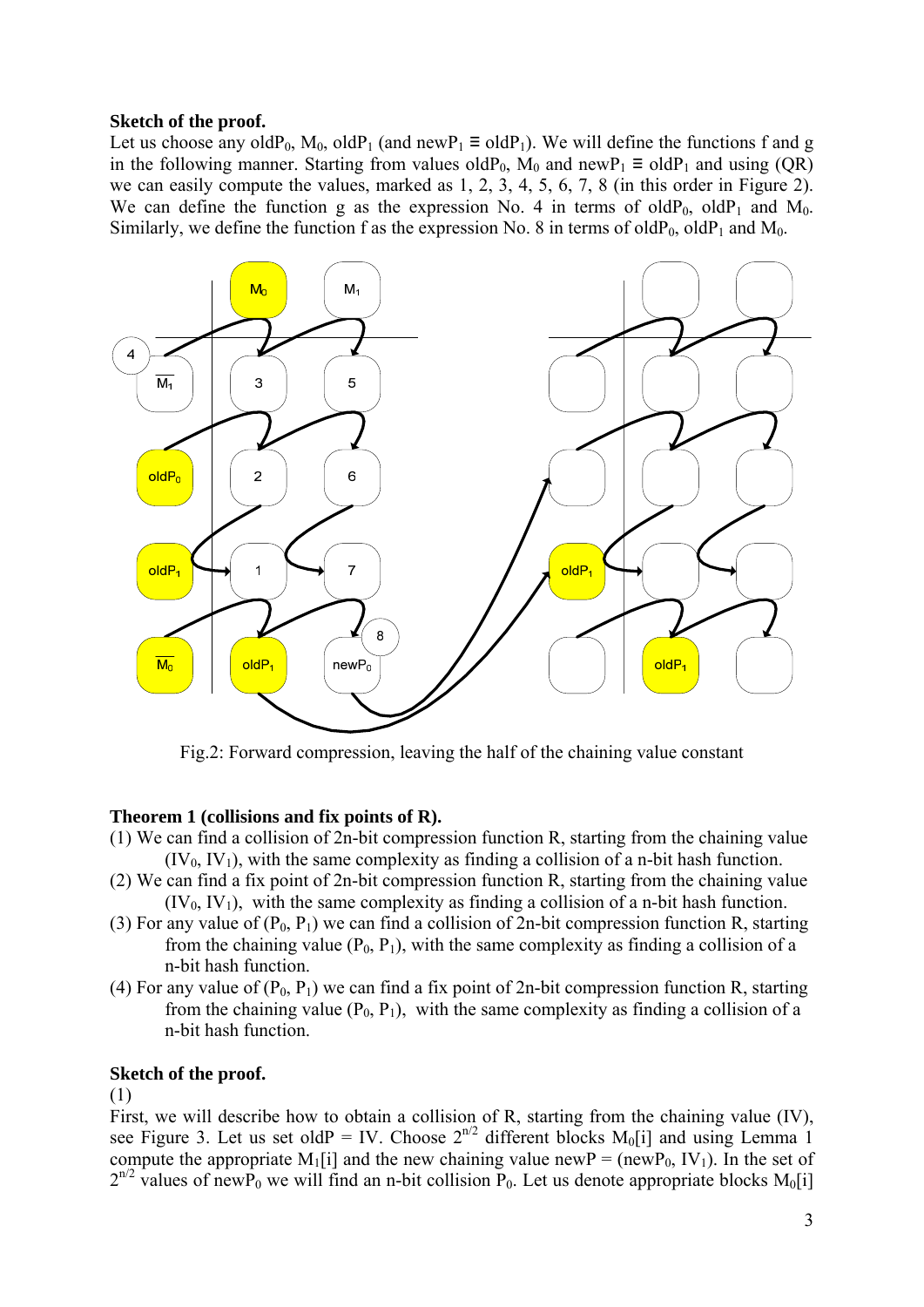**Sketch of the proof.**

Let us choose any $oldP_0$, $M_0$, $oldP_1$ (and $newP_1 \equiv oldP_1$). We will define the functions f and g in the following manner. Starting from values $oldP_0$, $M_0$ and $newP_1 \equiv oldP_1$ and using (QR) we can easily compute the values, marked as 1, 2, 3, 4, 5, 6, 7, 8 (in this order in Figure 2). We can define the function g as the expression No. 4 in terms of $oldP_0$, $oldP_1$ and $M_0$. Similarly, we define the function f as the expression No. 8 in terms of $oldP_0$, $oldP_1$ and $M_0$.

Fig.2: Forward compression, leaving the half of the chaining value constant

**Theorem 1 (collisions and fix points of R).**

(1) We can find a collision of 2n-bit compression function R, starting from the chaining value $(IV_0, IV_1)$, with the same complexity as finding a collision of a n-bit hash function.

(2) We can find a fix point of 2n-bit compression function R, starting from the chaining value $(IV_0, IV_1)$, with the same complexity as finding a collision of a n-bit hash function.

(3) For any value of $(P_0, P_1)$ we can find a collision of 2n-bit compression function R, starting from the chaining value $(P_0, P_1)$, with the same complexity as finding a collision of a n-bit hash function.

(4) For any value of $(P_0, P_1)$ we can find a fix point of 2n-bit compression function R, starting from the chaining value $(P_0, P_1)$, with the same complexity as finding a collision of a n-bit hash function.

**Sketch of the proof.**

(1)

First, we will describe how to obtain a collision of R, starting from the chaining value (IV), see Figure 3. Let us set oldP = IV. Choose $2^{n/2}$ different blocks $M_0[i]$ and using Lemma 1 compute the appropriate $M_1[i]$ and the new chaining value $newP = (newP_0, IV_1)$. In the set of $2^{n/2}$ values of $newP_0$ we will find an n-bit collision $P_0$. Let us denote appropriate blocks $M_0[i]$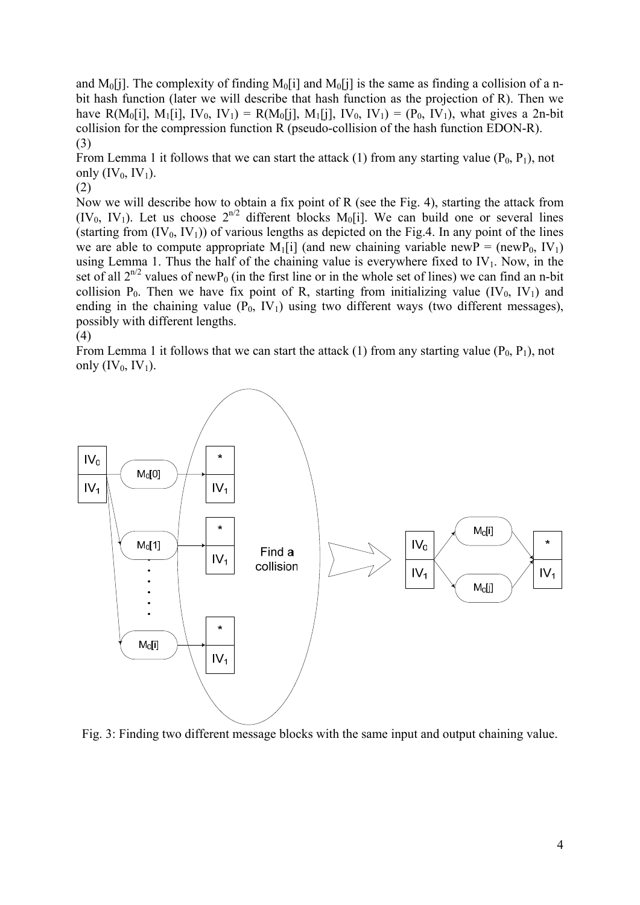and $M_0[j]$. The complexity of finding $M_0[i]$ and $M_0[j]$ is the same as finding a collision of a n-bit hash function (later we will describe that hash function as the projection of R). Then we have $R(M_0[i], M_1[i], IV_0, IV_1) = R(M_0[j], M_1[j], IV_0, IV_1) = (P_0, IV_1)$, what gives a 2n-bit collision for the compression function R (pseudo-collision of the hash function EDON-R).

(3)

From Lemma 1 it follows that we can start the attack (1) from any starting value $(P_0, P_1)$, not only $(IV_0, IV_1)$.

(2)

Now we will describe how to obtain a fix point of R (see the Fig. 4), starting the attack from $(IV_0, IV_1)$. Let us choose $2^{n/2}$ different blocks $M_0[i]$. We can build one or several lines (starting from $(IV_0, IV_1)$) of various lengths as depicted on the Fig.4. In any point of the lines we are able to compute appropriate $M_1[i]$ (and new chaining variable newP = $(newP_0, IV_1)$ using Lemma 1. Thus the half of the chaining value is everywhere fixed to $IV_1$. Now, in the set of all $2^{n/2}$ values of $newP_0$ (in the first line or in the whole set of lines) we can find an n-bit collision $P_0$. Then we have fix point of R, starting from initializing value $(IV_0, IV_1)$ and ending in the chaining value $(P_0, IV_1)$ using two different ways (two different messages), possibly with different lengths.

(4)

From Lemma 1 it follows that we can start the attack (1) from any starting value $(P_0, P_1)$, not only $(IV_0, IV_1)$.

Fig. 3: Finding two different message blocks with the same input and output chaining value.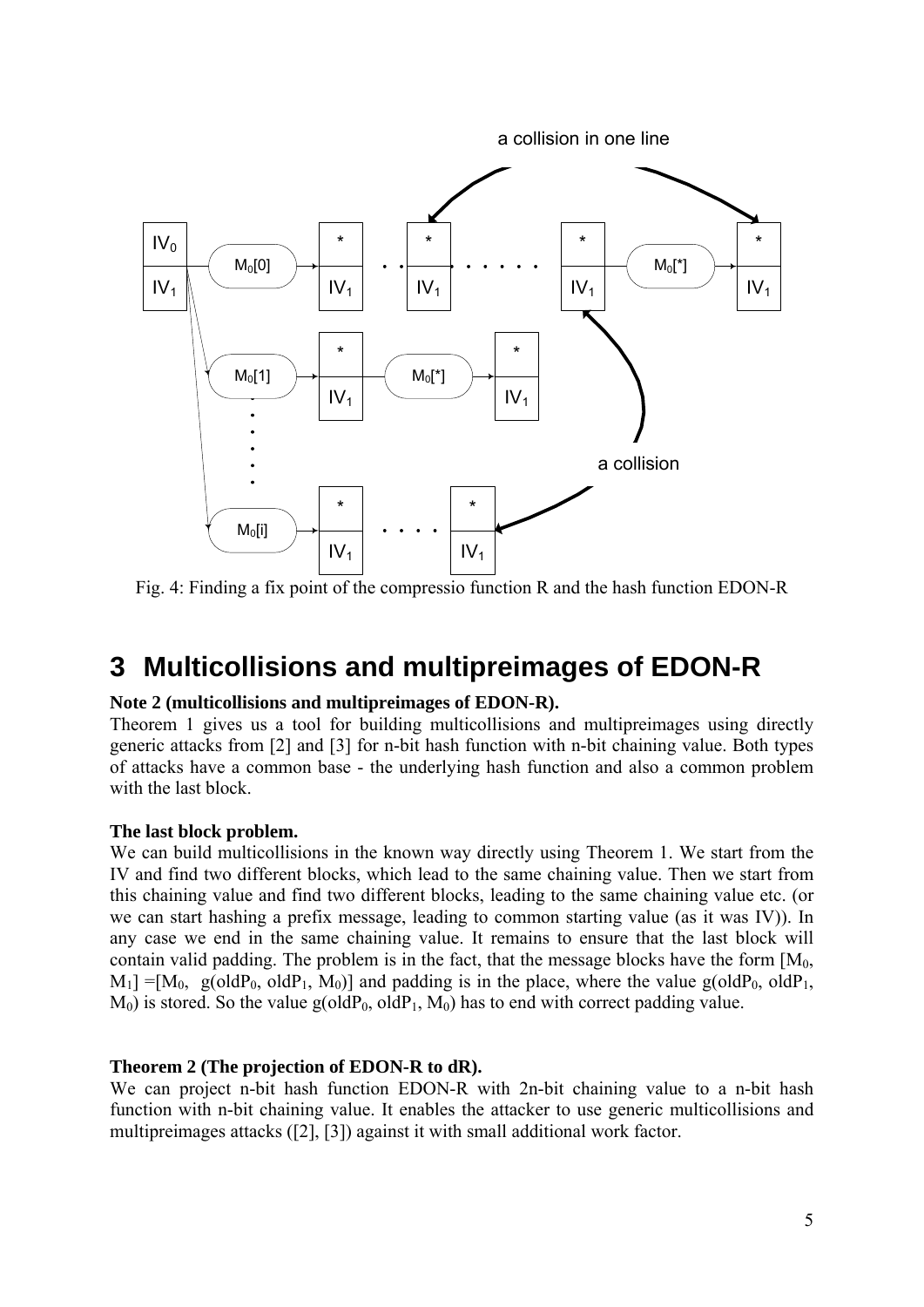Fig. 4: Finding a fix point of the compressio function R and the hash function EDON-R

# 3 Multicollisions and multipreimages of EDON-R

**Note 2 (multicollisions and multipreimages of EDON-R).**

Theorem 1 gives us a tool for building multicollisions and multipreimages using directly generic attacks from [2] and [3] for n-bit hash function with n-bit chaining value. Both types of attacks have a common base - the underlying hash function and also a common problem with the last block.

**The last block problem.**

We can build multicollisions in the known way directly using Theorem 1. We start from the IV and find two different blocks, which lead to the same chaining value. Then we start from this chaining value and find two different blocks, leading to the same chaining value etc. (or we can start hashing a prefix message, leading to common starting value (as it was IV)). In any case we end in the same chaining value. It remains to ensure that the last block will contain valid padding. The problem is in the fact, that the message blocks have the form $[M_0, M_1] = [M_0, g(oldP_0, oldP_1, M_0)]$ and padding is in the place, where the value $g(oldP_0, oldP_1, M_0)$ is stored. So the value $g(oldP_0, oldP_1, M_0)$ has to end with correct padding value.

**Theorem 2 (The projection of EDON-R to dR).**

We can project n-bit hash function EDON-R with 2n-bit chaining value to a n-bit hash function with n-bit chaining value. It enables the attacker to use generic multicollisions and multipreimages attacks ([2], [3]) against it with small additional work factor.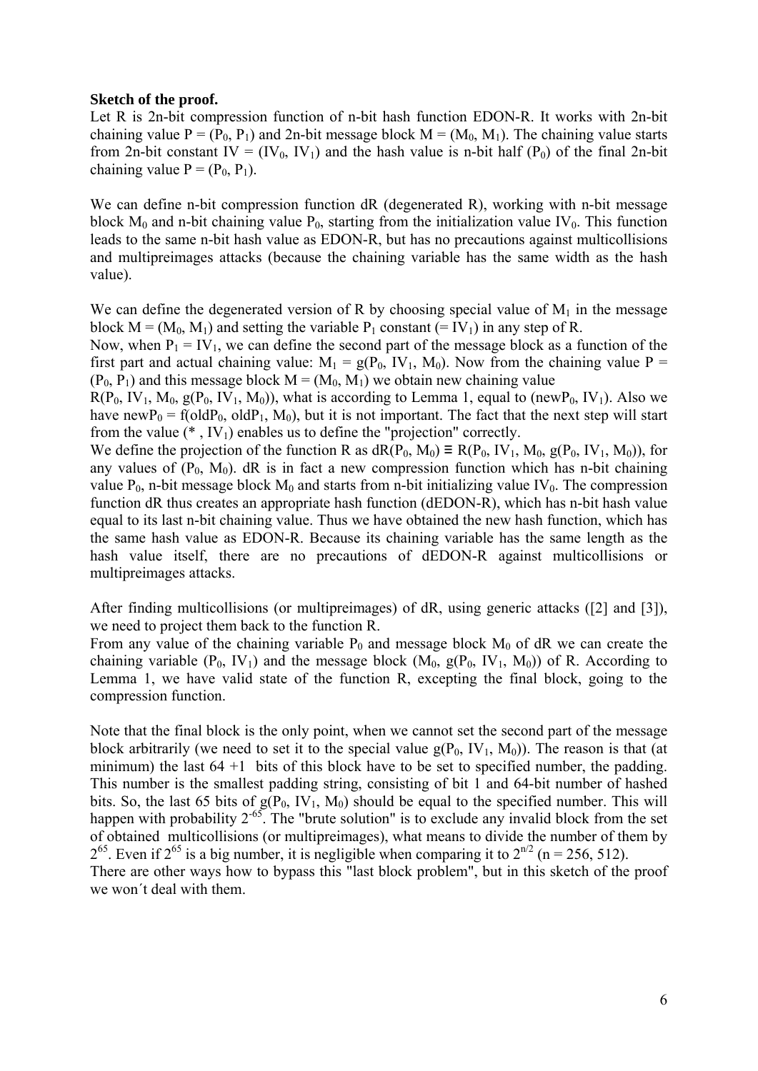**Sketch of the proof.**

Let R is 2n-bit compression function of n-bit hash function EDON-R. It works with 2n-bit chaining value $P = (P_0, P_1)$ and 2n-bit message block $M = (M_0, M_1)$. The chaining value starts from 2n-bit constant $IV = (IV_0, IV_1)$ and the hash value is n-bit half ($P_0$) of the final 2n-bit chaining value $P = (P_0, P_1)$.

We can define n-bit compression function dR (degenerated R), working with n-bit message block $M_0$ and n-bit chaining value $P_0$, starting from the initialization value $IV_0$. This function leads to the same n-bit hash value as EDON-R, but has no precautions against multicollisions and multipreimages attacks (because the chaining variable has the same width as the hash value).

We can define the degenerated version of R by choosing special value of $M_1$ in the message block $M = (M_0, M_1)$ and setting the variable $P_1$ constant ($= IV_1$) in any step of R.

Now, when $P_1 = IV_1$, we can define the second part of the message block as a function of the first part and actual chaining value: $M_1 = g(P_0, IV_1, M_0)$. Now from the chaining value $P = (P_0, P_1)$ and this message block $M = (M_0, M_1)$ we obtain new chaining value $R(P_0, IV_1, M_0, g(P_0, IV_1, M_0))$, what is according to Lemma 1, equal to $(newP_0, IV_1)$. Also we have $newP_0 = f(oldP_0, oldP_1, M_0)$, but it is not important. The fact that the next step will start from the value $(*, IV_1)$ enables us to define the "projection" correctly.

We define the projection of the function R as $dR(P_0, M_0) \equiv R(P_0, IV_1, M_0, g(P_0, IV_1, M_0))$, for any values of $(P_0, M_0)$. dR is in fact a new compression function which has n-bit chaining value $P_0$, n-bit message block $M_0$ and starts from n-bit initializing value $IV_0$. The compression function dR thus creates an appropriate hash function (dEDON-R), which has n-bit hash value equal to its last n-bit chaining value. Thus we have obtained the new hash function, which has the same hash value as EDON-R. Because its chaining variable has the same length as the hash value itself, there are no precautions of dEDON-R against multicollisions or multipreimages attacks.

After finding multicollisions (or multipreimages) of dR, using generic attacks ([2] and [3]), we need to project them back to the function R.

From any value of the chaining variable $P_0$ and message block $M_0$ of dR we can create the chaining variable $(P_0, IV_1)$ and the message block $(M_0, g(P_0, IV_1, M_0))$ of R. According to Lemma 1, we have valid state of the function R, excepting the final block, going to the compression function.

Note that the final block is the only point, when we cannot set the second part of the message block arbitrarily (we need to set it to the special value $g(P_0, IV_1, M_0)$). The reason is that (at minimum) the last 64 +1 bits of this block have to be set to specified number, the padding. This number is the smallest padding string, consisting of bit 1 and 64-bit number of hashed bits. So, the last 65 bits of $g(P_0, IV_1, M_0)$ should be equal to the specified number. This will happen with probability $2^{-65}$. The "brute solution" is to exclude any invalid block from the set of obtained multicollisions (or multipreimages), what means to divide the number of them by $2^{65}$. Even if $2^{65}$ is a big number, it is negligible when comparing it to $2^{n/2}$ ($n = 256, 512$).

There are other ways how to bypass this "last block problem", but in this sketch of the proof we won´t deal with them.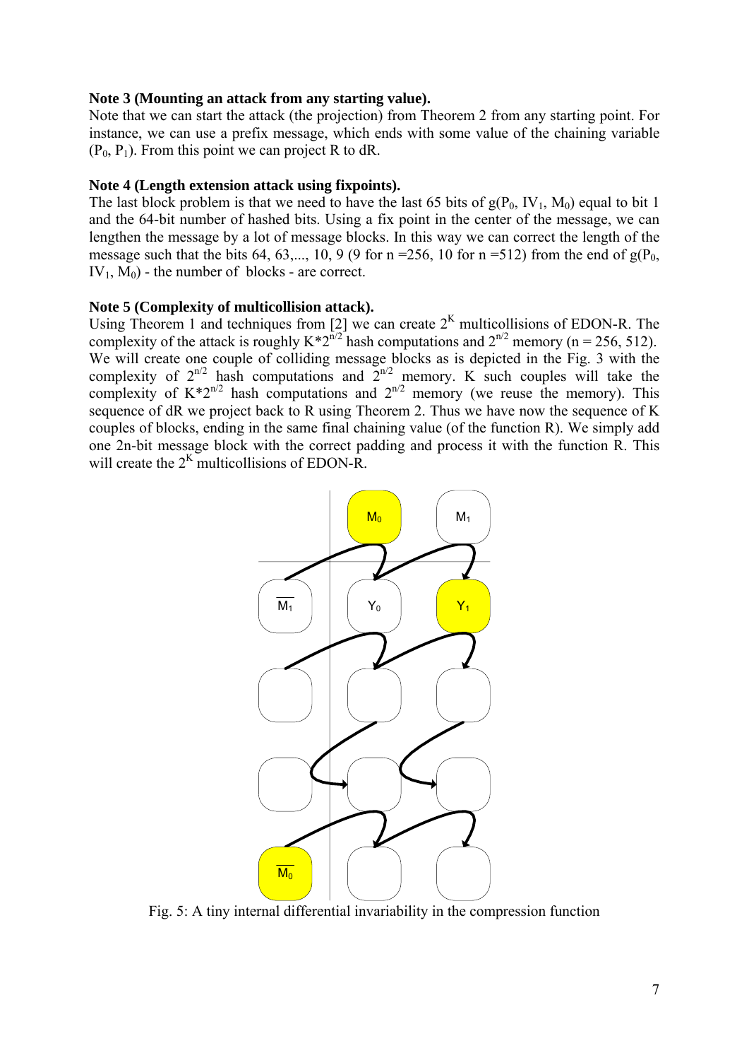**Note 3 (Mounting an attack from any starting value).**
Note that we can start the attack (the projection) from Theorem 2 from any starting point. For instance, we can use a prefix message, which ends with some value of the chaining variable $(P_0, P_1)$. From this point we can project R to dR.

**Note 4 (Length extension attack using fixpoints).**
The last block problem is that we need to have the last 65 bits of $g(P_0, IV_1, M_0)$ equal to bit 1 and the 64-bit number of hashed bits. Using a fix point in the center of the message, we can lengthen the message by a lot of message blocks. In this way we can correct the length of the message such that the bits 64, 63,..., 10, 9 (9 for n =256, 10 for n =512) from the end of $g(P_0, IV_1, M_0)$ - the number of blocks - are correct.

**Note 5 (Complexity of multicollision attack).**
Using Theorem 1 and techniques from [2] we can create $2^K$ multicollisions of EDON-R. The complexity of the attack is roughly $K*2^{n/2}$ hash computations and $2^{n/2}$ memory (n = 256, 512). We will create one couple of colliding message blocks as is depicted in the Fig. 3 with the complexity of $2^{n/2}$ hash computations and $2^{n/2}$ memory. K such couples will take the complexity of $K*2^{n/2}$ hash computations and $2^{n/2}$ memory (we reuse the memory). This sequence of dR we project back to R using Theorem 2. Thus we have now the sequence of K couples of blocks, ending in the same final chaining value (of the function R). We simply add one 2n-bit message block with the correct padding and process it with the function R. This will create the $2^K$ multicollisions of EDON-R.

Fig. 5: A tiny internal differential invariability in the compression function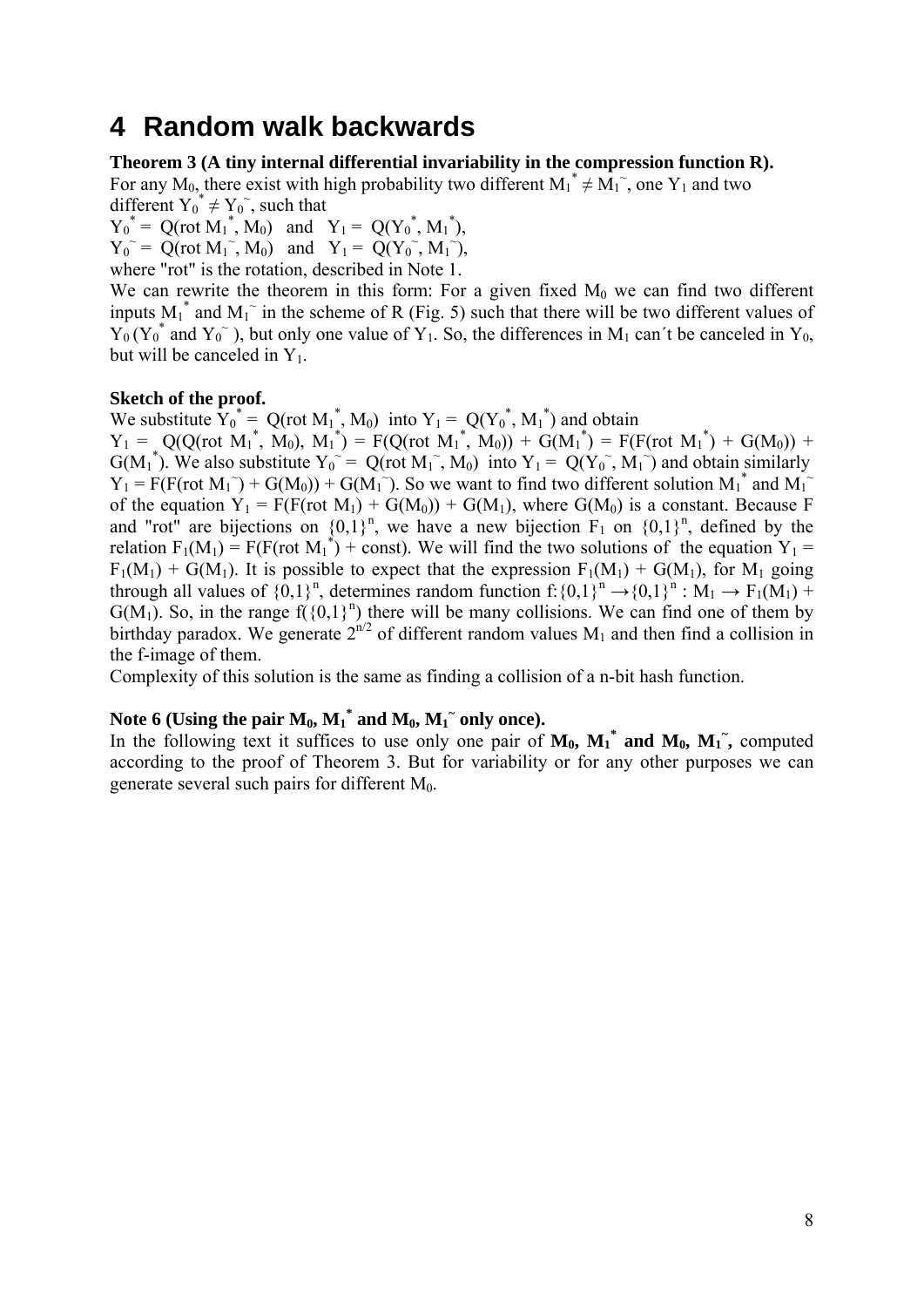# 4 Random walk backwards

**Theorem 3 (A tiny internal differential invariability in the compression function R).**
For any $M_0$, there exist with high probability two different $M_1^* \neq M_1^{\sim}$, one $Y_1$ and two different $Y_0^* \neq Y_0^{\sim}$, such that

$Y_0^* = Q(\text{rot } M_1^*, M_0)$ and $Y_1 = Q(Y_0^*, M_1^*)$,

$Y_0^{\sim} = Q(\text{rot } M_1^{\sim}, M_0)$ and $Y_1 = Q(Y_0^{\sim}, M_1^{\sim})$,

where "rot" is the rotation, described in Note 1.

We can rewrite the theorem in this form: For a given fixed $M_0$ we can find two different inputs $M_1^*$ and $M_1^{\sim}$ in the scheme of R (Fig. 5) such that there will be two different values of $Y_0$ ($Y_0^*$ and $Y_0^{\sim}$), but only one value of $Y_1$. So, the differences in $M_1$ can´t be canceled in $Y_0$, but will be canceled in $Y_1$.

**Sketch of the proof.**
We substitute $Y_0^* = Q(\text{rot } M_1^*, M_0)$ into $Y_1 = Q(Y_0^*, M_1^*)$ and obtain
$Y_1 = Q(Q(\text{rot } M_1^*, M_0), M_1^*) = F(Q(\text{rot } M_1^*, M_0)) + G(M_1^*) = F(F(\text{rot } M_1^*) + G(M_0)) + G(M_1^*)$. We also substitute $Y_0^{\sim} = Q(\text{rot } M_1^{\sim}, M_0)$ into $Y_1 = Q(Y_0^{\sim}, M_1^{\sim})$ and obtain similarly $Y_1 = F(F(\text{rot } M_1^{\sim}) + G(M_0)) + G(M_1^{\sim})$. So we want to find two different solution $M_1^*$ and $M_1^{\sim}$ of the equation $Y_1 = F(F(\text{rot } M_1) + G(M_0)) + G(M_1)$, where $G(M_0)$ is a constant. Because F and "rot" are bijections on $\{0,1\}^n$, we have a new bijection $F_1$ on $\{0,1\}^n$, defined by the relation $F_1(M_1) = F(F(\text{rot } M_1^*) + \text{const})$. We will find the two solutions of the equation $Y_1 = F_1(M_1) + G(M_1)$. It is possible to expect that the expression $F_1(M_1) + G(M_1)$, for $M_1$ going through all values of $\{0,1\}^n$, determines random function $f:\{0,1\}^n \rightarrow \{0,1\}^n : M_1 \rightarrow F_1(M_1) + G(M_1)$. So, in the range $f(\{0,1\}^n)$ there will be many collisions. We can find one of them by birthday paradox. We generate $2^{n/2}$ of different random values $M_1$ and then find a collision in the f-image of them.

Complexity of this solution is the same as finding a collision of a n-bit hash function.

**Note 6 (Using the pair $M_0$, $M_1^*$ and $M_0$, $M_1^{\sim}$ only once).**
In the following text it suffices to use only one pair of **$M_0$, $M_1^*$ and $M_0$, $M_1^{\sim}$,** computed according to the proof of Theorem 3. But for variability or for any other purposes we can generate several such pairs for different $M_0$.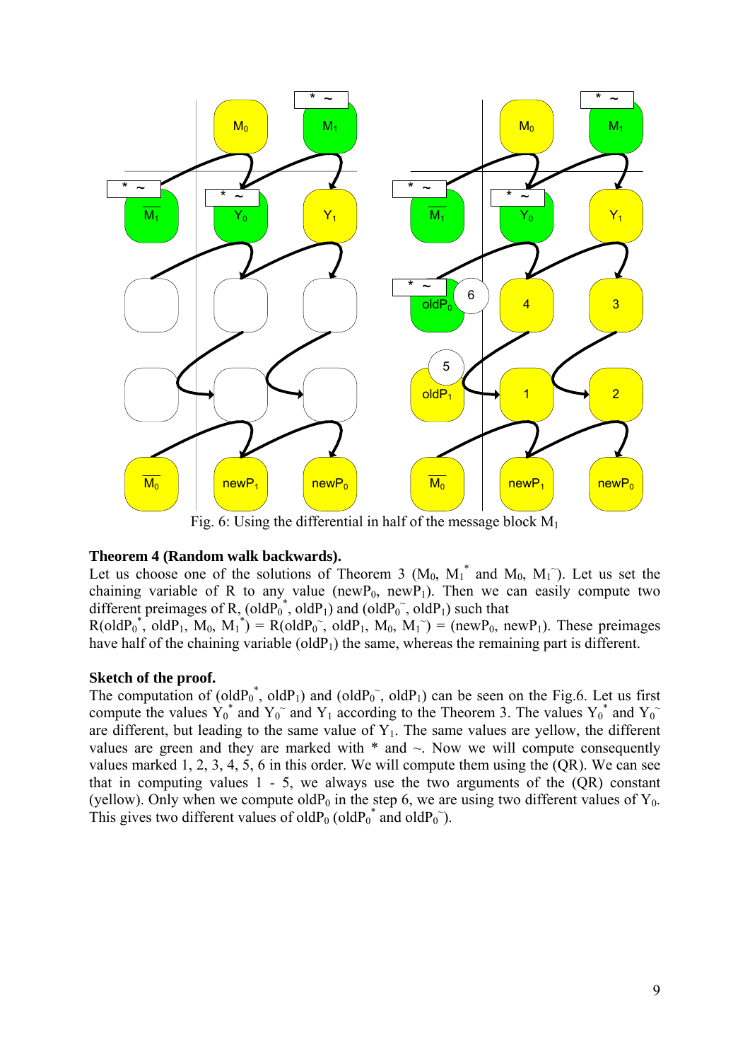Fig. 6: Using the differential in half of the message block $M_1$

**Theorem 4 (Random walk backwards).**
Let us choose one of the solutions of Theorem 3 ($M_0$, $M_1^*$ and $M_0$, $M_1^{\sim}$). Let us set the chaining variable of R to any value ($newP_0$, $newP_1$). Then we can easily compute two different preimages of R, ($oldP_0^*$, $oldP_1$) and ($oldP_0^{\sim}$, $oldP_1$) such that
$R(oldP_0^*, oldP_1, M_0, M_1^*) = R(oldP_0^{\sim}, oldP_1, M_0, M_1^{\sim}) = (newP_0, newP_1)$. These preimages have half of the chaining variable ($oldP_1$) the same, whereas the remaining part is different.

**Sketch of the proof.**
The computation of ($oldP_0^*$, $oldP_1$) and ($oldP_0^{\sim}$, $oldP_1$) can be seen on the Fig.6. Let us first compute the values $Y_0^*$ and $Y_0^{\sim}$ and $Y_1$ according to the Theorem 3. The values $Y_0^*$ and $Y_0^{\sim}$ are different, but leading to the same value of $Y_1$. The same values are yellow, the different values are green and they are marked with * and ~. Now we will compute consequently values marked 1, 2, 3, 4, 5, 6 in this order. We will compute them using the (QR). We can see that in computing values 1 - 5, we always use the two arguments of the (QR) constant (yellow). Only when we compute $oldP_0$ in the step 6, we are using two different values of $Y_0$. This gives two different values of $oldP_0$ ($oldP_0^*$ and $oldP_0^{\sim}$).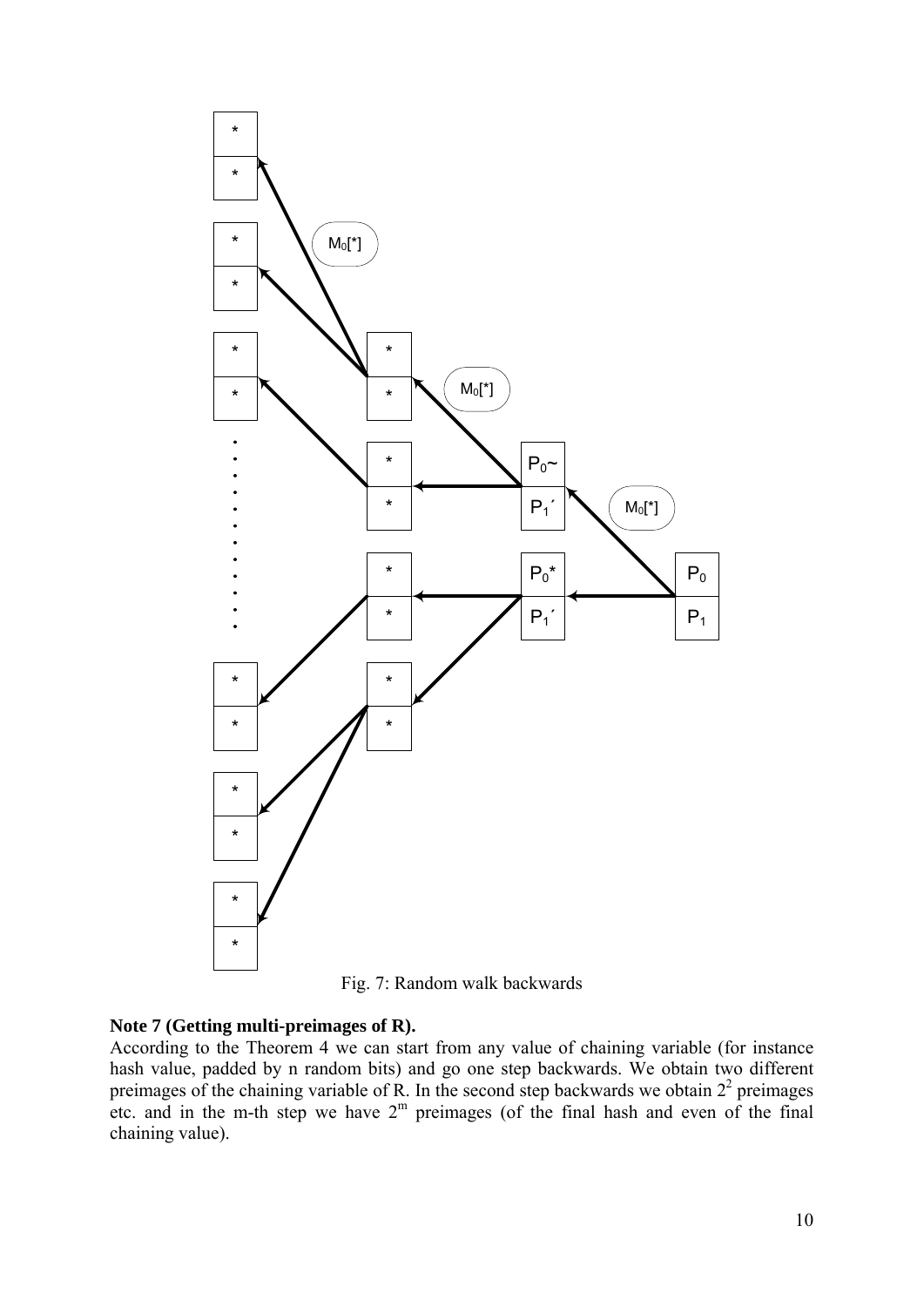Fig. 7: Random walk backwards

**Note 7 (Getting multi-preimages of R).**

According to the Theorem 4 we can start from any value of chaining variable (for instance hash value, padded by n random bits) and go one step backwards. We obtain two different preimages of the chaining variable of R. In the second step backwards we obtain $2^2$ preimages etc. and in the m-th step we have $2^m$ preimages (of the final hash and even of the final chaining value).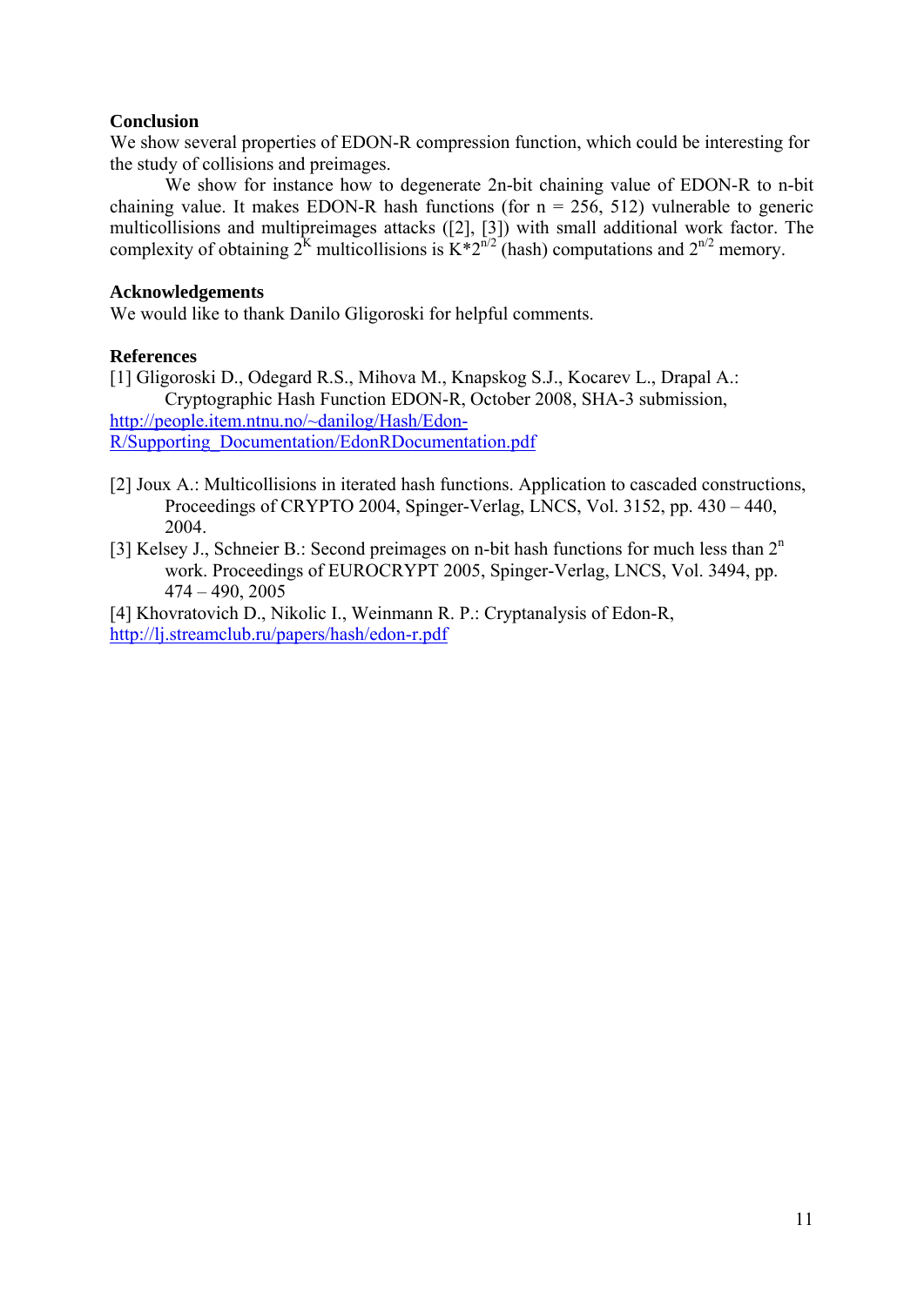## Conclusion

We show several properties of EDON-R compression function, which could be interesting for the study of collisions and preimages.

We show for instance how to degenerate 2n-bit chaining value of EDON-R to n-bit chaining value. It makes EDON-R hash functions (for n = 256, 512) vulnerable to generic multicollisions and multipreimages attacks ([2], [3]) with small additional work factor. The complexity of obtaining $2^K$ multicollisions is $K*2^{n/2}$ (hash) computations and $2^{n/2}$ memory.

## Acknowledgements

We would like to thank Danilo Gligoroski for helpful comments.

## References

[1] Gligoroski D., Odegard R.S., Mihova M., Knapskog S.J., Kocarev L., Drapal A.: Cryptographic Hash Function EDON-R, October 2008, SHA-3 submission, http://people.item.ntnu.no/~danilog/Hash/Edon-R/Supporting_Documentation/EdonRDocumentation.pdf

[2] Joux A.: Multicollisions in iterated hash functions. Application to cascaded constructions, Proceedings of CRYPTO 2004, Spinger-Verlag, LNCS, Vol. 3152, pp. 430 – 440, 2004.

[3] Kelsey J., Schneier B.: Second preimages on n-bit hash functions for much less than $2^n$ work. Proceedings of EUROCRYPT 2005, Spinger-Verlag, LNCS, Vol. 3494, pp. 474 – 490, 2005

[4] Khovratovich D., Nikolic I., Weinmann R. P.: Cryptanalysis of Edon-R, http://lj.streamclub.ru/papers/hash/edon-r.pdf